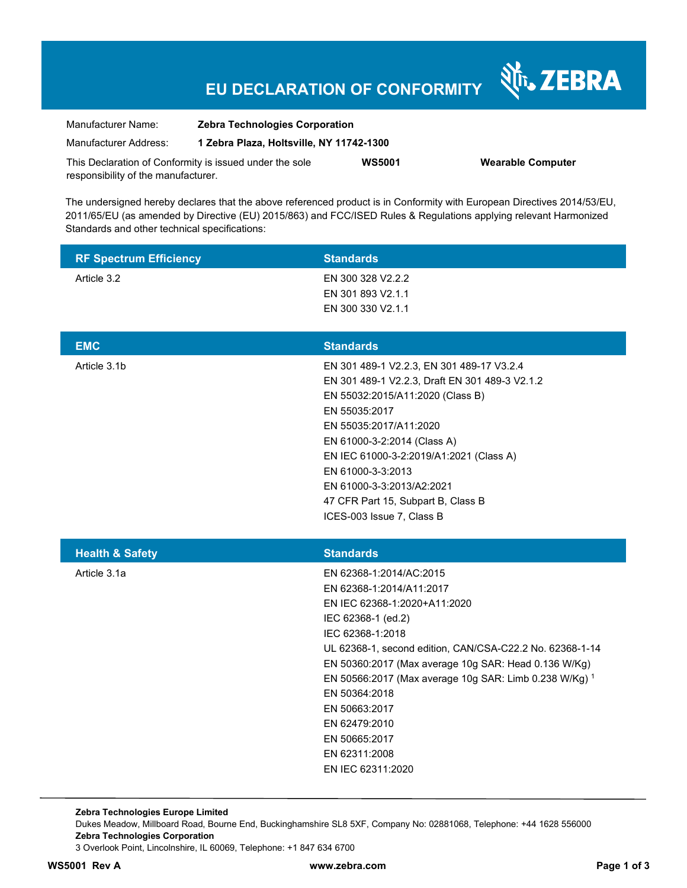# EU DECLARATION OF CONFORMITY

ZEBRA

| | |
|---|---|
| Manufacturer Name: | **Zebra Technologies Corporation** |
| Manufacturer Address: | **1 Zebra Plaza, Holtsville, NY 11742-1300** |

This Declaration of Conformity is issued under the sole responsibility of the manufacturer. **WS5001** **Wearable Computer**

The undersigned hereby declares that the above referenced product is in Conformity with European Directives 2014/53/EU, 2011/65/EU (as amended by Directive (EU) 2015/863) and FCC/ISED Rules & Regulations applying relevant Harmonized Standards and other technical specifications:

| RF Spectrum Efficiency | Standards |
|---|---|
| Article 3.2 | EN 300 328 V2.2.2<br>EN 301 893 V2.1.1<br>EN 300 330 V2.1.1 |

| EMC | Standards |
|---|---|
| Article 3.1b | EN 301 489-1 V2.2.3, EN 301 489-17 V3.2.4<br>EN 301 489-1 V2.2.3, Draft EN 301 489-3 V2.1.2<br>EN 55032:2015/A11:2020 (Class B)<br>EN 55035:2017<br>EN 55035:2017/A11:2020<br>EN 61000-3-2:2014 (Class A)<br>EN IEC 61000-3-2:2019/A1:2021 (Class A)<br>EN 61000-3-3:2013<br>EN 61000-3-3:2013/A2:2021<br>47 CFR Part 15, Subpart B, Class B<br>ICES-003 Issue 7, Class B |

| Health & Safety | Standards |
|---|---|
| Article 3.1a | EN 62368-1:2014/AC:2015<br>EN 62368-1:2014/A11:2017<br>EN IEC 62368-1:2020+A11:2020<br>IEC 62368-1 (ed.2)<br>IEC 62368-1:2018<br>UL 62368-1, second edition, CAN/CSA-C22.2 No. 62368-1-14<br>EN 50360:2017 (Max average 10g SAR: Head 0.136 W/Kg)<br>EN 50566:2017 (Max average 10g SAR: Limb 0.238 W/Kg) [1]<br>EN 50364:2018<br>EN 50663:2017<br>EN 62479:2010<br>EN 50665:2017<br>EN 62311:2008<br>EN IEC 62311:2020 |

**Zebra Technologies Europe Limited**
Dukes Meadow, Millboard Road, Bourne End, Buckinghamshire SL8 5XF, Company No: 02881068, Telephone: +44 1628 556000
**Zebra Technologies Corporation**
3 Overlook Point, Lincolnshire, IL 60069, Telephone: +1 847 634 6700

**WS5001 Rev A** **www.zebra.com**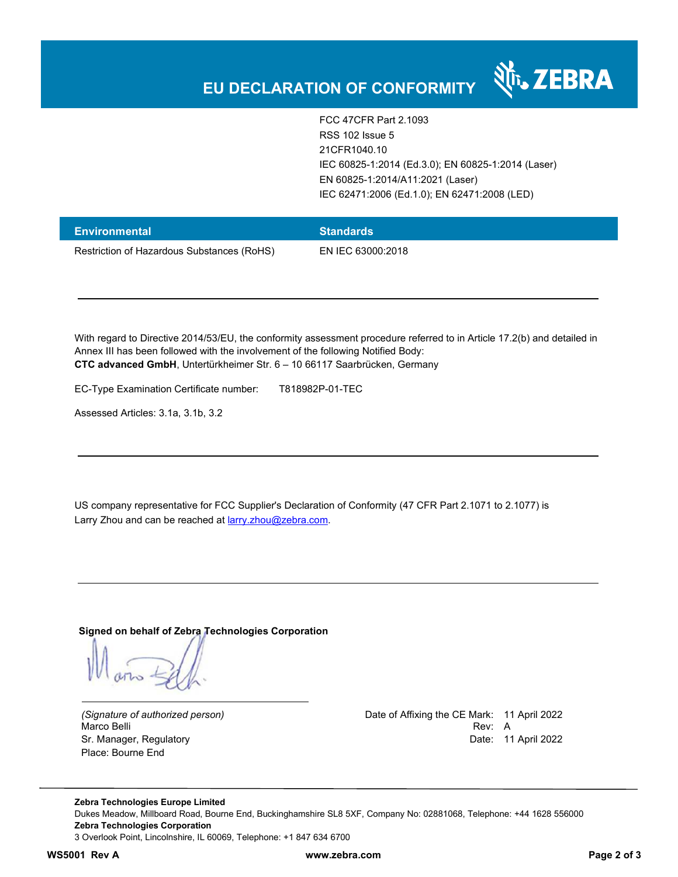# EU DECLARATION OF CONFORMITY

| | |
|---|---|
| | FCC 47CFR Part 2.1093<br>RSS 102 Issue 5<br>21CFR1040.10<br>IEC 60825-1:2014 (Ed.3.0); EN 60825-1:2014 (Laser)<br>EN 60825-1:2014/A11:2021 (Laser)<br>IEC 62471:2006 (Ed.1.0); EN 62471:2008 (LED) |

| Environmental | Standards |
|---|---|
| Restriction of Hazardous Substances (RoHS) | EN IEC 63000:2018 |

---

With regard to Directive 2014/53/EU, the conformity assessment procedure referred to in Article 17.2(b) and detailed in Annex III has been followed with the involvement of the following Notified Body:
**CTC advanced GmbH**, Untertürkheimer Str. 6 – 10 66117 Saarbrücken, Germany

EC-Type Examination Certificate number: T818982P-01-TEC

Assessed Articles: 3.1a, 3.1b, 3.2

---

US company representative for FCC Supplier's Declaration of Conformity (47 CFR Part 2.1071 to 2.1077) is Larry Zhou and can be reached at larry.zhou@zebra.com.

---

**Signed on behalf of Zebra Technologies Corporation**

*(Signature of authorized person)*
Marco Belli
Sr. Manager, Regulatory
Place: Bourne End

Date of Affixing the CE Mark: 11 April 2022
Rev: A
Date: 11 April 2022

---

**Zebra Technologies Europe Limited**
Dukes Meadow, Millboard Road, Bourne End, Buckinghamshire SL8 5XF, Company No: 02881068, Telephone: +44 1628 556000
**Zebra Technologies Corporation**
3 Overlook Point, Lincolnshire, IL 60069, Telephone: +1 847 634 6700

WS5001 Rev A www.zebra.com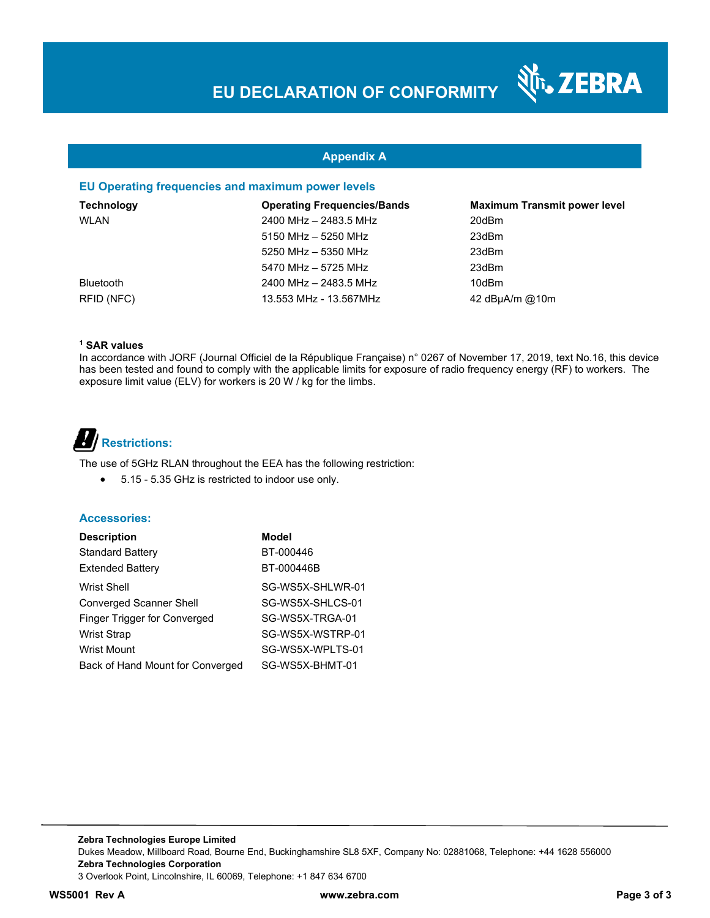# EU DECLARATION OF CONFORMITY

## Appendix A

### EU Operating frequencies and maximum power levels

| Technology | Operating Frequencies/Bands | Maximum Transmit power level |
|---|---|---|
| WLAN | 2400 MHz – 2483.5 MHz | 20dBm |
| | 5150 MHz – 5250 MHz | 23dBm |
| | 5250 MHz – 5350 MHz | 23dBm |
| | 5470 MHz – 5725 MHz | 23dBm |
| Bluetooth | 2400 MHz – 2483.5 MHz | 10dBm |
| RFID (NFC) | 13.553 MHz - 13.567MHz | 42 dBµA/m @10m |

**[1] SAR values**
In accordance with JORF (Journal Officiel de la République Française) n° 0267 of November 17, 2019, text No.16, this device has been tested and found to comply with the applicable limits for exposure of radio frequency energy (RF) to workers. The exposure limit value (ELV) for workers is 20 W / kg for the limbs.

### Restrictions:

The use of 5GHz RLAN throughout the EEA has the following restriction:

- 5.15 - 5.35 GHz is restricted to indoor use only.

### Accessories:

| Description | Model |
|---|---|
| Standard Battery | BT-000446 |
| Extended Battery | BT-000446B |
| Wrist Shell | SG-WS5X-SHLWR-01 |
| Converged Scanner Shell | SG-WS5X-SHLCS-01 |
| Finger Trigger for Converged | SG-WS5X-TRGA-01 |
| Wrist Strap | SG-WS5X-WSTRP-01 |
| Wrist Mount | SG-WS5X-WPLTS-01 |
| Back of Hand Mount for Converged | SG-WS5X-BHMT-01 |

**Zebra Technologies Europe Limited**
Dukes Meadow, Millboard Road, Bourne End, Buckinghamshire SL8 5XF, Company No: 02881068, Telephone: +44 1628 556000
**Zebra Technologies Corporation**
3 Overlook Point, Lincolnshire, IL 60069, Telephone: +1 847 634 6700

**WS5001 Rev A** **www.zebra.com**